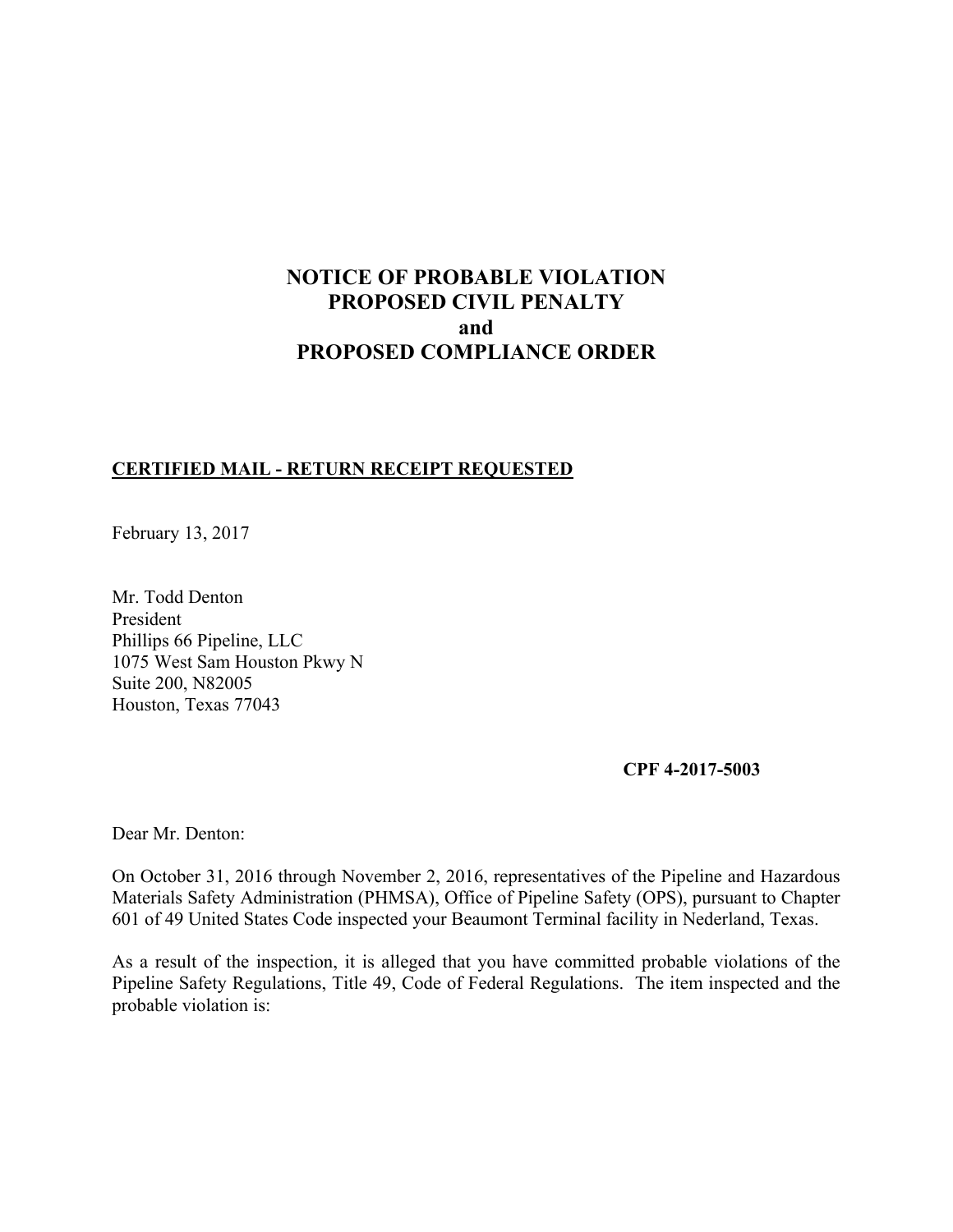# NOTICE OF PROBABLE VIOLATION
# PROPOSED CIVIL PENALTY
# and
# PROPOSED COMPLIANCE ORDER

**CERTIFIED MAIL - RETURN RECEIPT REQUESTED**

February 13, 2017

Mr. Todd Denton
President
Phillips 66 Pipeline, LLC
1075 West Sam Houston Pkwy N
Suite 200, N82005
Houston, Texas 77043

**CPF 4-2017-5003**

Dear Mr. Denton:

On October 31, 2016 through November 2, 2016, representatives of the Pipeline and Hazardous Materials Safety Administration (PHMSA), Office of Pipeline Safety (OPS), pursuant to Chapter 601 of 49 United States Code inspected your Beaumont Terminal facility in Nederland, Texas.

As a result of the inspection, it is alleged that you have committed probable violations of the Pipeline Safety Regulations, Title 49, Code of Federal Regulations. The item inspected and the probable violation is: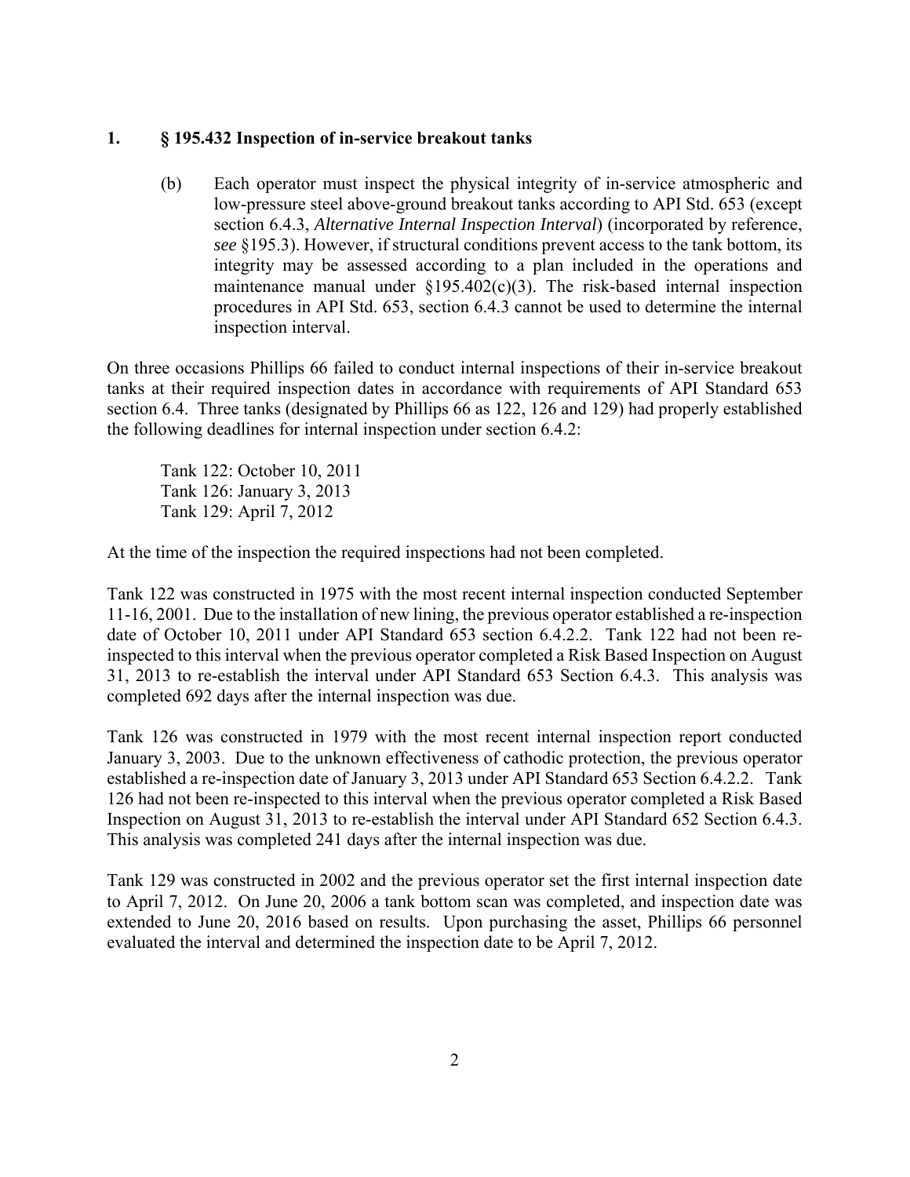**1. § 195.432 Inspection of in-service breakout tanks**

> (b) Each operator must inspect the physical integrity of in-service atmospheric and low-pressure steel above-ground breakout tanks according to API Std. 653 (except section 6.4.3, *Alternative Internal Inspection Interval*) (incorporated by reference, *see* §195.3). However, if structural conditions prevent access to the tank bottom, its integrity may be assessed according to a plan included in the operations and maintenance manual under §195.402(c)(3). The risk-based internal inspection procedures in API Std. 653, section 6.4.3 cannot be used to determine the internal inspection interval.

On three occasions Phillips 66 failed to conduct internal inspections of their in-service breakout tanks at their required inspection dates in accordance with requirements of API Standard 653 section 6.4. Three tanks (designated by Phillips 66 as 122, 126 and 129) had properly established the following deadlines for internal inspection under section 6.4.2:

Tank 122: October 10, 2011
Tank 126: January 3, 2013
Tank 129: April 7, 2012

At the time of the inspection the required inspections had not been completed.

Tank 122 was constructed in 1975 with the most recent internal inspection conducted September 11-16, 2001. Due to the installation of new lining, the previous operator established a re-inspection date of October 10, 2011 under API Standard 653 section 6.4.2.2. Tank 122 had not been re-inspected to this interval when the previous operator completed a Risk Based Inspection on August 31, 2013 to re-establish the interval under API Standard 653 Section 6.4.3. This analysis was completed 692 days after the internal inspection was due.

Tank 126 was constructed in 1979 with the most recent internal inspection report conducted January 3, 2003. Due to the unknown effectiveness of cathodic protection, the previous operator established a re-inspection date of January 3, 2013 under API Standard 653 Section 6.4.2.2. Tank 126 had not been re-inspected to this interval when the previous operator completed a Risk Based Inspection on August 31, 2013 to re-establish the interval under API Standard 652 Section 6.4.3. This analysis was completed 241 days after the internal inspection was due.

Tank 129 was constructed in 2002 and the previous operator set the first internal inspection date to April 7, 2012. On June 20, 2006 a tank bottom scan was completed, and inspection date was extended to June 20, 2016 based on results. Upon purchasing the asset, Phillips 66 personnel evaluated the interval and determined the inspection date to be April 7, 2012.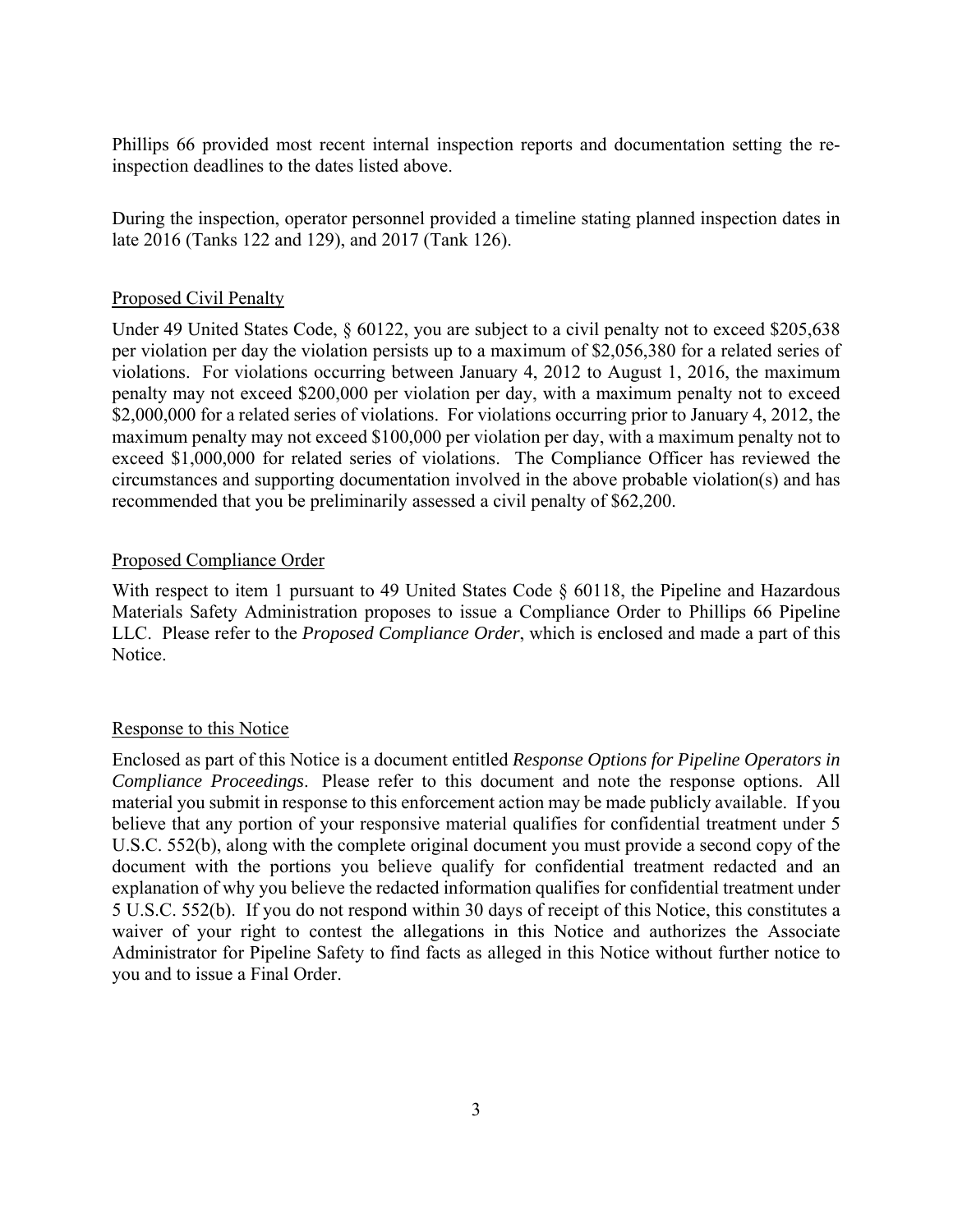Phillips 66 provided most recent internal inspection reports and documentation setting the re-inspection deadlines to the dates listed above.

During the inspection, operator personnel provided a timeline stating planned inspection dates in late 2016 (Tanks 122 and 129), and 2017 (Tank 126).

## Proposed Civil Penalty

Under 49 United States Code, § 60122, you are subject to a civil penalty not to exceed $205,638 per violation per day the violation persists up to a maximum of $2,056,380 for a related series of violations. For violations occurring between January 4, 2012 to August 1, 2016, the maximum penalty may not exceed $200,000 per violation per day, with a maximum penalty not to exceed $2,000,000 for a related series of violations. For violations occurring prior to January 4, 2012, the maximum penalty may not exceed $100,000 per violation per day, with a maximum penalty not to exceed $1,000,000 for related series of violations. The Compliance Officer has reviewed the circumstances and supporting documentation involved in the above probable violation(s) and has recommended that you be preliminarily assessed a civil penalty of $62,200.

## Proposed Compliance Order

With respect to item 1 pursuant to 49 United States Code § 60118, the Pipeline and Hazardous Materials Safety Administration proposes to issue a Compliance Order to Phillips 66 Pipeline LLC. Please refer to the *Proposed Compliance Order*, which is enclosed and made a part of this Notice.

## Response to this Notice

Enclosed as part of this Notice is a document entitled *Response Options for Pipeline Operators in Compliance Proceedings*. Please refer to this document and note the response options. All material you submit in response to this enforcement action may be made publicly available. If you believe that any portion of your responsive material qualifies for confidential treatment under 5 U.S.C. 552(b), along with the complete original document you must provide a second copy of the document with the portions you believe qualify for confidential treatment redacted and an explanation of why you believe the redacted information qualifies for confidential treatment under 5 U.S.C. 552(b). If you do not respond within 30 days of receipt of this Notice, this constitutes a waiver of your right to contest the allegations in this Notice and authorizes the Associate Administrator for Pipeline Safety to find facts as alleged in this Notice without further notice to you and to issue a Final Order.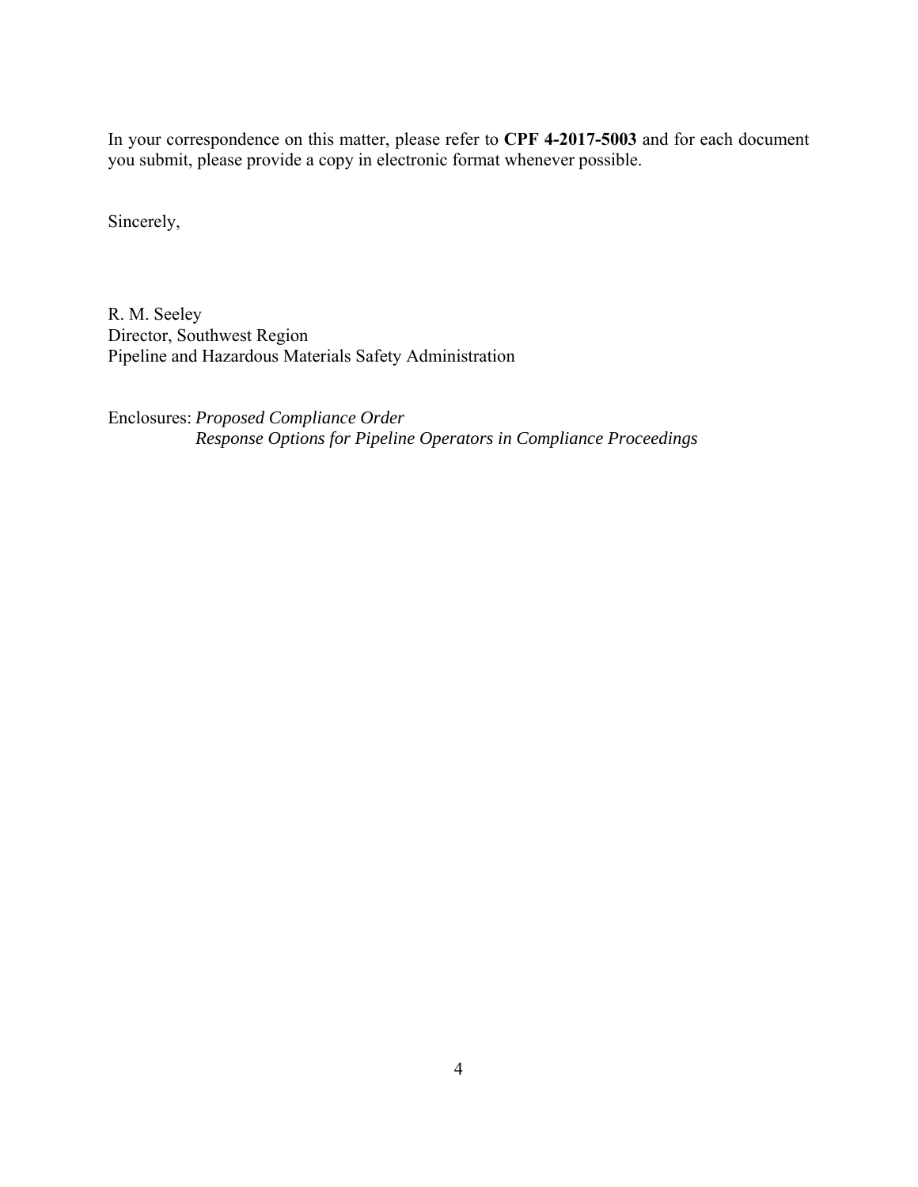In your correspondence on this matter, please refer to **CPF 4-2017-5003** and for each document you submit, please provide a copy in electronic format whenever possible.

Sincerely,

R. M. Seeley  
Director, Southwest Region  
Pipeline and Hazardous Materials Safety Administration

Enclosures: *Proposed Compliance Order*  
*Response Options for Pipeline Operators in Compliance Proceedings*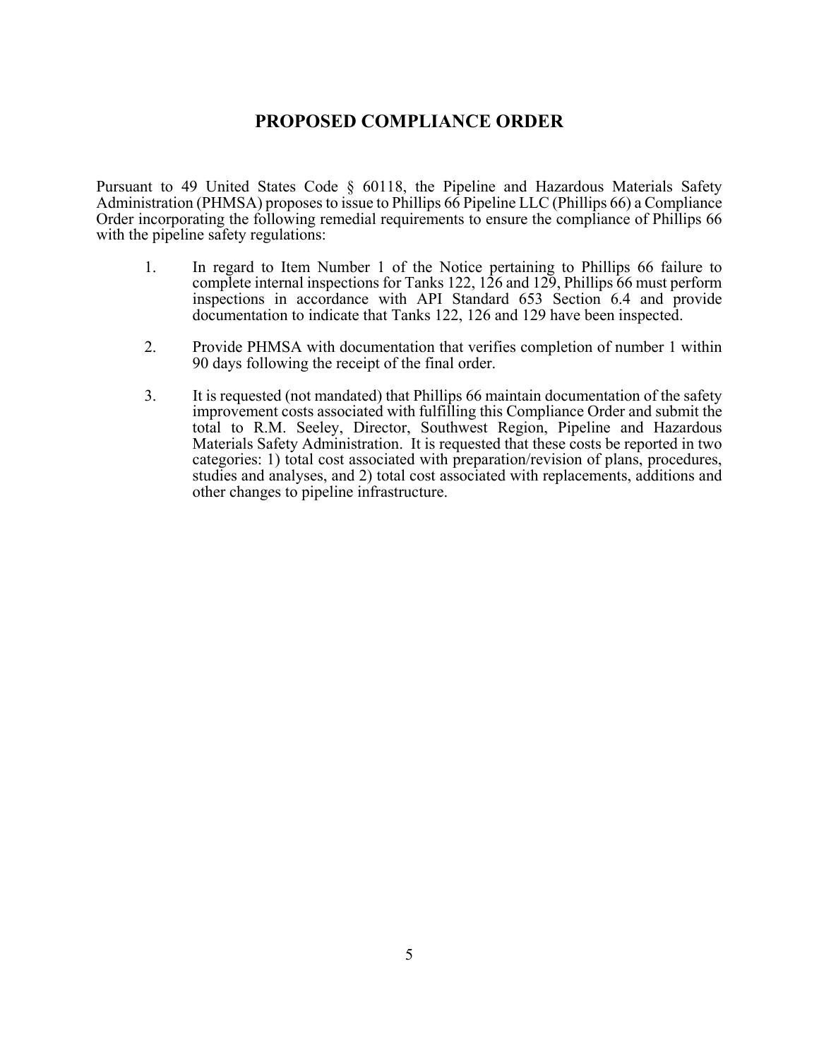# PROPOSED COMPLIANCE ORDER

Pursuant to 49 United States Code § 60118, the Pipeline and Hazardous Materials Safety Administration (PHMSA) proposes to issue to Phillips 66 Pipeline LLC (Phillips 66) a Compliance Order incorporating the following remedial requirements to ensure the compliance of Phillips 66 with the pipeline safety regulations:

1. In regard to Item Number 1 of the Notice pertaining to Phillips 66 failure to complete internal inspections for Tanks 122, 126 and 129, Phillips 66 must perform inspections in accordance with API Standard 653 Section 6.4 and provide documentation to indicate that Tanks 122, 126 and 129 have been inspected.

2. Provide PHMSA with documentation that verifies completion of number 1 within 90 days following the receipt of the final order.

3. It is requested (not mandated) that Phillips 66 maintain documentation of the safety improvement costs associated with fulfilling this Compliance Order and submit the total to R.M. Seeley, Director, Southwest Region, Pipeline and Hazardous Materials Safety Administration. It is requested that these costs be reported in two categories: 1) total cost associated with preparation/revision of plans, procedures, studies and analyses, and 2) total cost associated with replacements, additions and other changes to pipeline infrastructure.